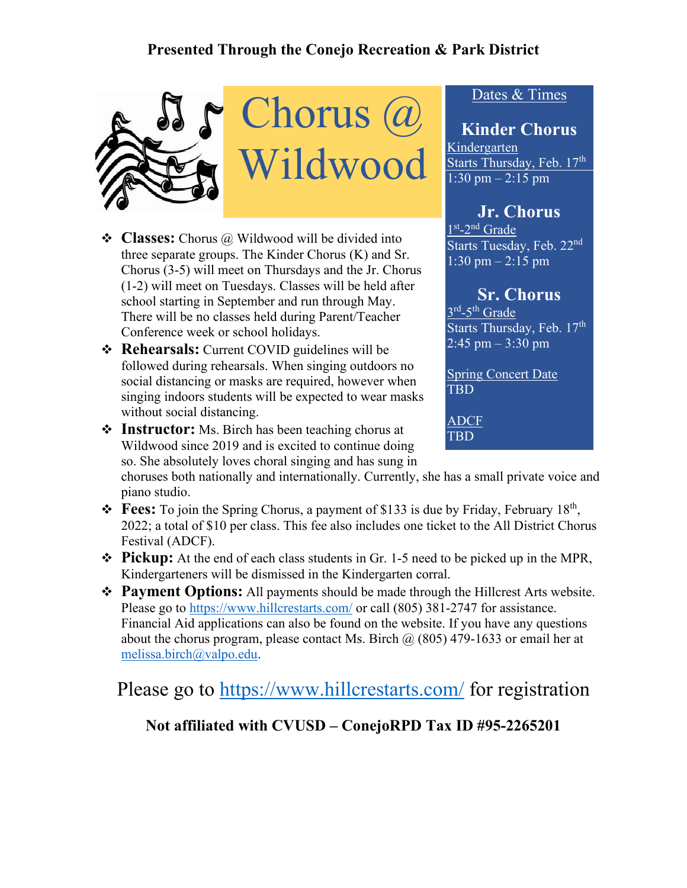**Presented Through the Conejo Recreation & Park District**

# Chorus @ Wildwood

## Dates & Times

### Kinder Chorus

Kindergarten
Starts Thursday, Feb. 17th
1:30 pm – 2:15 pm

### Jr. Chorus

1st-2nd Grade
Starts Tuesday, Feb. 22nd
1:30 pm – 2:15 pm

### Sr. Chorus

3rd-5th Grade
Starts Thursday, Feb. 17th
2:45 pm – 3:30 pm

Spring Concert Date
TBD

ADCF
TBD

- **Classes:** Chorus @ Wildwood will be divided into three separate groups. The Kinder Chorus (K) and Sr. Chorus (3-5) will meet on Thursdays and the Jr. Chorus (1-2) will meet on Tuesdays. Classes will be held after school starting in September and run through May. There will be no classes held during Parent/Teacher Conference week or school holidays.
- **Rehearsals:** Current COVID guidelines will be followed during rehearsals. When singing outdoors no social distancing or masks are required, however when singing indoors students will be expected to wear masks without social distancing.
- **Instructor:** Ms. Birch has been teaching chorus at Wildwood since 2019 and is excited to continue doing so. She absolutely loves choral singing and has sung in choruses both nationally and internationally. Currently, she has a small private voice and piano studio.
- **Fees:** To join the Spring Chorus, a payment of $133 is due by Friday, February 18th, 2022; a total of $10 per class. This fee also includes one ticket to the All District Chorus Festival (ADCF).
- **Pickup:** At the end of each class students in Gr. 1-5 need to be picked up in the MPR, Kindergarteners will be dismissed in the Kindergarten corral.
- **Payment Options:** All payments should be made through the Hillcrest Arts website. Please go to https://www.hillcrestarts.com/ or call (805) 381-2747 for assistance. Financial Aid applications can also be found on the website. If you have any questions about the chorus program, please contact Ms. Birch @ (805) 479-1633 or email her at melissa.birch@valpo.edu.

Please go to https://www.hillcrestarts.com/ for registration

**Not affiliated with CVUSD – ConejoRPD Tax ID #95-2265201**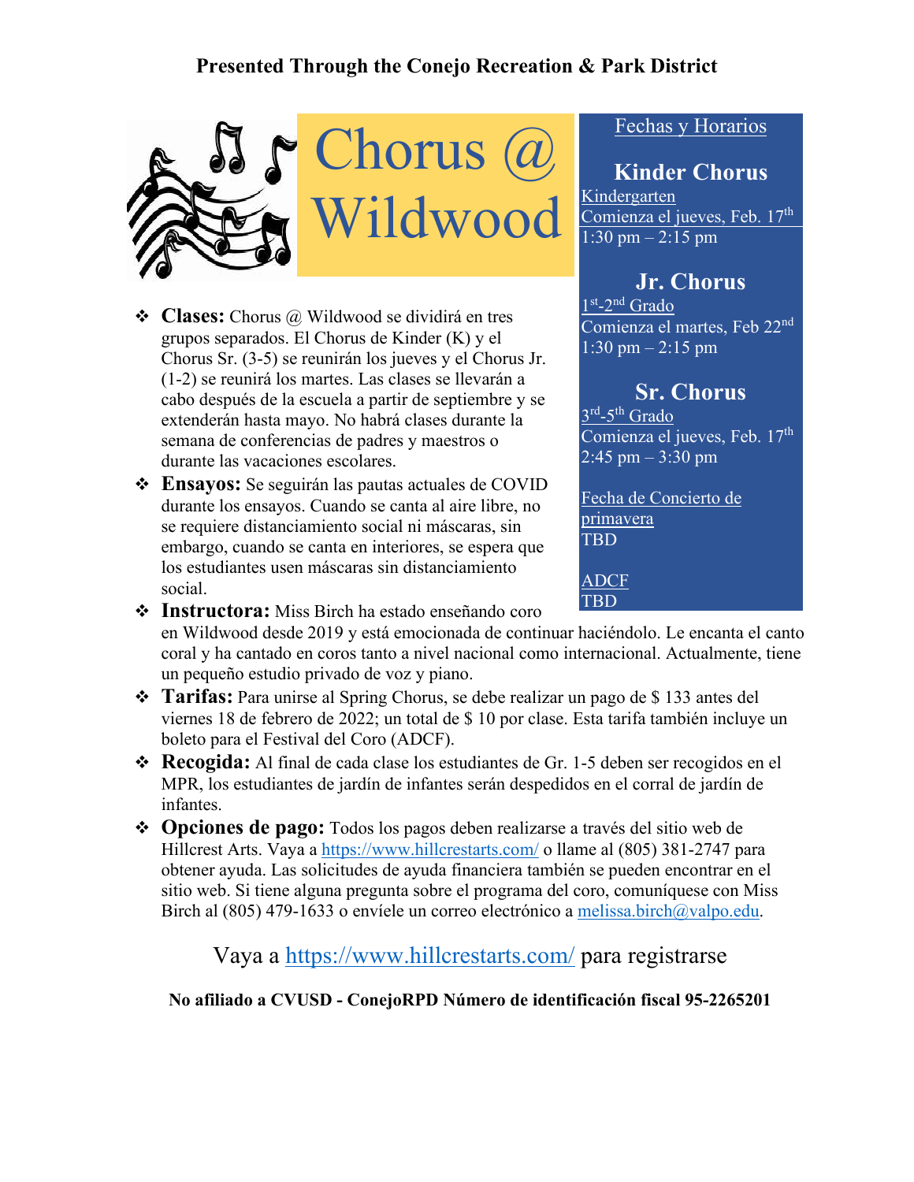**Presented Through the Conejo Recreation & Park District**

# Chorus @ Wildwood

## Fechas y Horarios

### Kinder Chorus

Kindergarten
Comienza el jueves, Feb. 17th
1:30 pm – 2:15 pm

### Jr. Chorus

1st-2nd Grado
Comienza el martes, Feb 22nd
1:30 pm – 2:15 pm

### Sr. Chorus

3rd-5th Grado
Comienza el jueves, Feb. 17th
2:45 pm – 3:30 pm

Fecha de Concierto de primavera
TBD

ADCF
TBD

- **Clases:** Chorus @ Wildwood se dividirá en tres grupos separados. El Chorus de Kinder (K) y el Chorus Sr. (3-5) se reunirán los jueves y el Chorus Jr. (1-2) se reunirá los martes. Las clases se llevarán a cabo después de la escuela a partir de septiembre y se extenderán hasta mayo. No habrá clases durante la semana de conferencias de padres y maestros o durante las vacaciones escolares.
- **Ensayos:** Se seguirán las pautas actuales de COVID durante los ensayos. Cuando se canta al aire libre, no se requiere distanciamiento social ni máscaras, sin embargo, cuando se canta en interiores, se espera que los estudiantes usen máscaras sin distanciamiento social.
- **Instructora:** Miss Birch ha estado enseñando coro en Wildwood desde 2019 y está emocionada de continuar haciéndolo. Le encanta el canto coral y ha cantado en coros tanto a nivel nacional como internacional. Actualmente, tiene un pequeño estudio privado de voz y piano.
- **Tarifas:** Para unirse al Spring Chorus, se debe realizar un pago de $ 133 antes del viernes 18 de febrero de 2022; un total de $ 10 por clase. Esta tarifa también incluye un boleto para el Festival del Coro (ADCF).
- **Recogida:** Al final de cada clase los estudiantes de Gr. 1-5 deben ser recogidos en el MPR, los estudiantes de jardín de infantes serán despedidos en el corral de jardín de infantes.
- **Opciones de pago:** Todos los pagos deben realizarse a través del sitio web de Hillcrest Arts. Vaya a https://www.hillcrestarts.com/ o llame al (805) 381-2747 para obtener ayuda. Las solicitudes de ayuda financiera también se pueden encontrar en el sitio web. Si tiene alguna pregunta sobre el programa del coro, comuníquese con Miss Birch al (805) 479-1633 o envíele un correo electrónico a melissa.birch@valpo.edu.

Vaya a https://www.hillcrestarts.com/ para registrarse

**No afiliado a CVUSD - ConejoRPD Número de identificación fiscal 95-2265201**